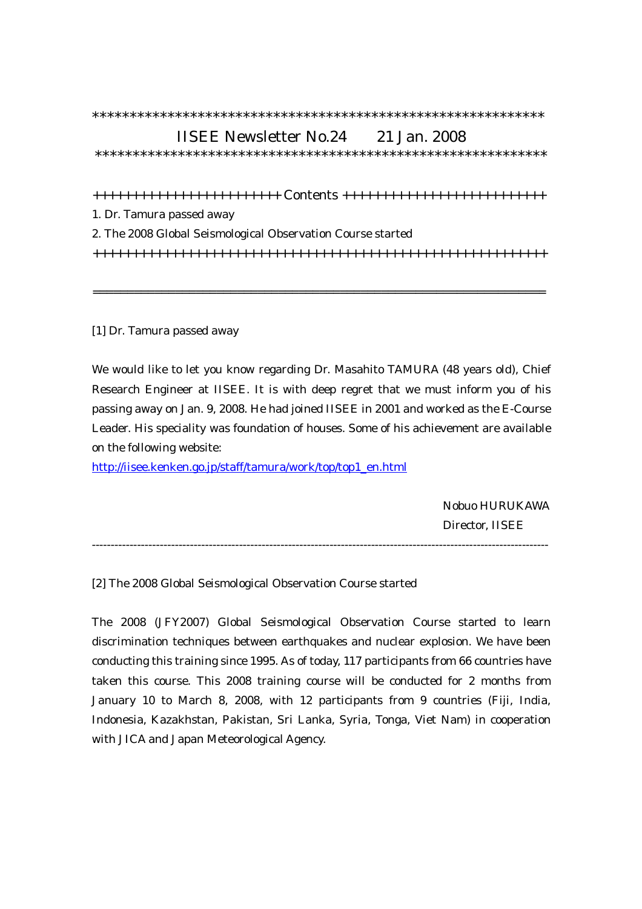************************************************************

# IISEE Newsletter No.24　　21 Jan. 2008

************************************************************

++++++++++++++++++++++++ Contents +++++++++++++++++++++++++

1. Dr. Tamura passed away
2. The 2008 Global Seismological Observation Course started

+++++++++++++++++++++++++++++++++++++++++++++++++++++++++

---

## [1] Dr. Tamura passed away

We would like to let you know regarding Dr. Masahito TAMURA (48 years old), Chief Research Engineer at IISEE. It is with deep regret that we must inform you of his passing away on Jan. 9, 2008. He had joined IISEE in 2001 and worked as the E-Course Leader. His speciality was foundation of houses. Some of his achievement are available on the following website:
http://iisee.kenken.go.jp/staff/tamura/work/top/top1_en.html

Nobuo HURUKAWA
Director, IISEE

---

## [2] The 2008 Global Seismological Observation Course started

The 2008 (JFY2007) Global Seismological Observation Course started to learn discrimination techniques between earthquakes and nuclear explosion. We have been conducting this training since 1995. As of today, 117 participants from 66 countries have taken this course. This 2008 training course will be conducted for 2 months from January 10 to March 8, 2008, with 12 participants from 9 countries (Fiji, India, Indonesia, Kazakhstan, Pakistan, Sri Lanka, Syria, Tonga, Viet Nam) in cooperation with JICA and Japan Meteorological Agency.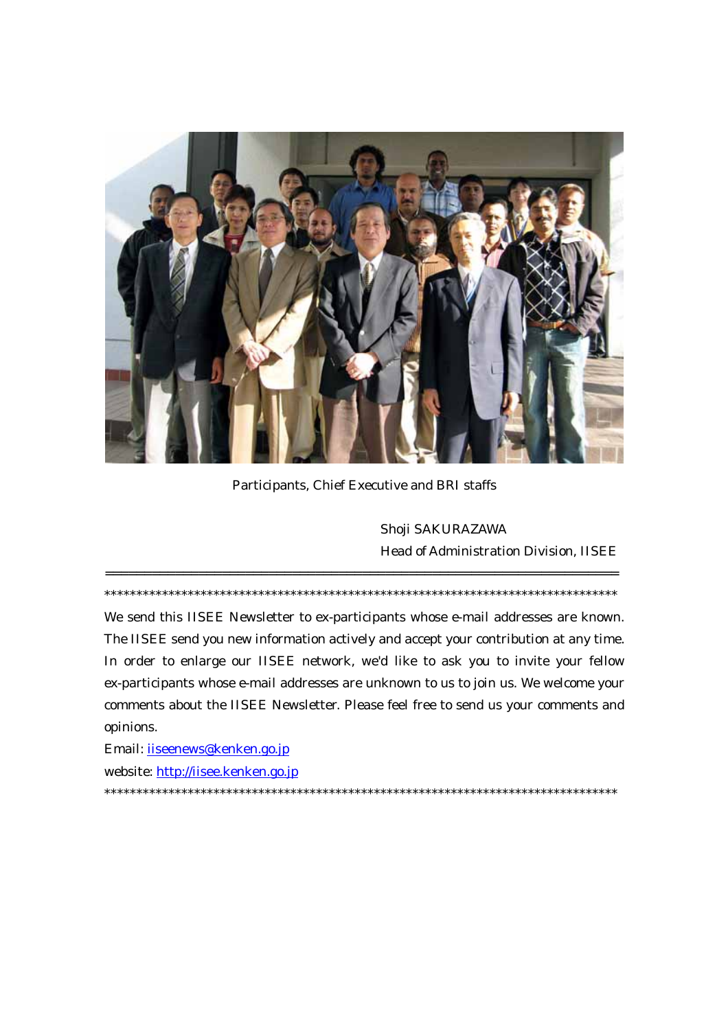Participants, Chief Executive and BRI staffs

Shoji SAKURAZAWA

Head of Administration Division, IISEE

---

***********************************************************************************

We send this IISEE Newsletter to ex-participants whose e-mail addresses are known. The IISEE send you new information actively and accept your contribution at any time. In order to enlarge our IISEE network, we'd like to ask you to invite your fellow ex-participants whose e-mail addresses are unknown to us to join us. We welcome your comments about the IISEE Newsletter. Please feel free to send us your comments and opinions.

Email: iiseenews@kenken.go.jp

website: http://iisee.kenken.go.jp

***********************************************************************************